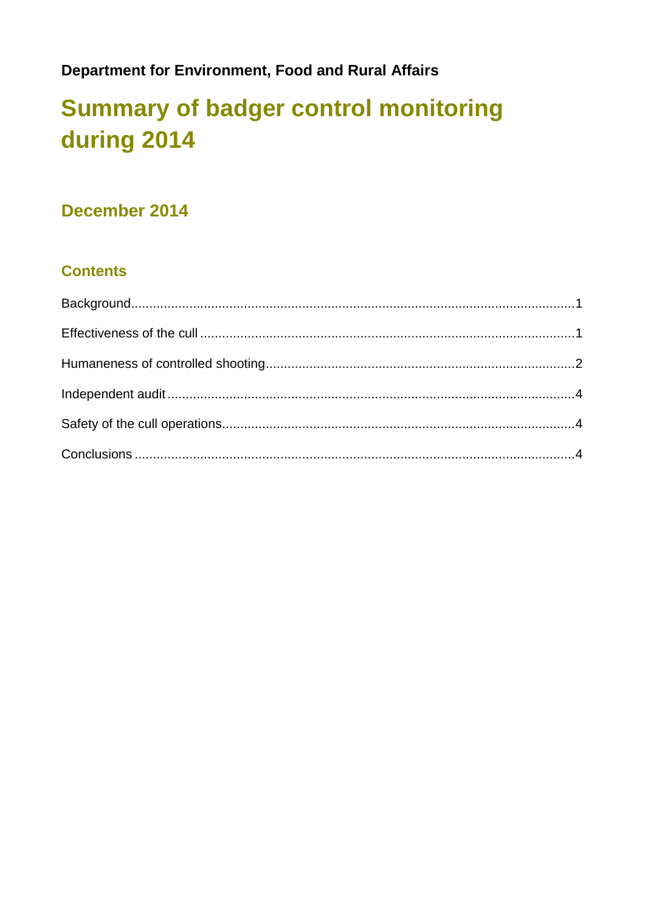**Department for Environment, Food and Rural Affairs**

# Summary of badger control monitoring during 2014

## December 2014

### Contents

Background....................1

Effectiveness of the cull....................1

Humaneness of controlled shooting....................2

Independent audit....................4

Safety of the cull operations....................4

Conclusions....................4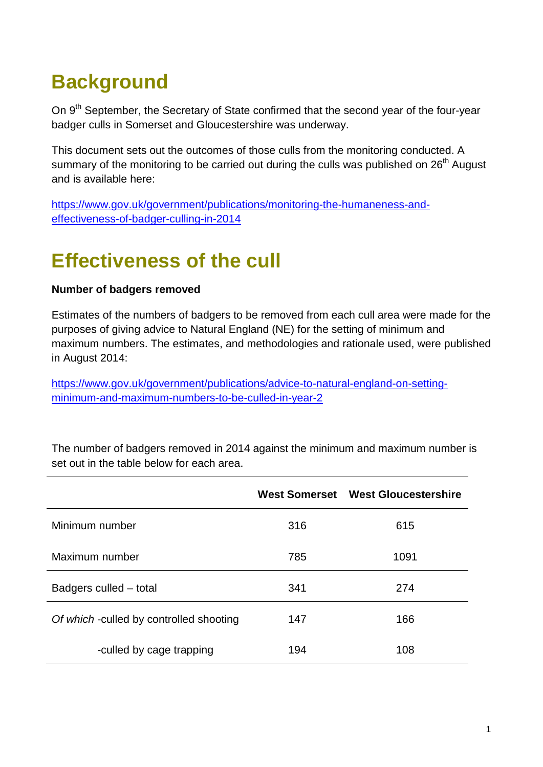# Background

On 9th September, the Secretary of State confirmed that the second year of the four-year badger culls in Somerset and Gloucestershire was underway.

This document sets out the outcomes of those culls from the monitoring conducted. A summary of the monitoring to be carried out during the culls was published on 26th August and is available here:

https://www.gov.uk/government/publications/monitoring-the-humaneness-and-effectiveness-of-badger-culling-in-2014

# Effectiveness of the cull

**Number of badgers removed**

Estimates of the numbers of badgers to be removed from each cull area were made for the purposes of giving advice to Natural England (NE) for the setting of minimum and maximum numbers. The estimates, and methodologies and rationale used, were published in August 2014:

https://www.gov.uk/government/publications/advice-to-natural-england-on-setting-minimum-and-maximum-numbers-to-be-culled-in-year-2

The number of badgers removed in 2014 against the minimum and maximum number is set out in the table below for each area.

| | **West Somerset** | **West Gloucestershire** |
|---|---|---|
| Minimum number | 316 | 615 |
| Maximum number | 785 | 1091 |
| Badgers culled – total | 341 | 274 |
| *Of which* -culled by controlled shooting | 147 | 166 |
| -culled by cage trapping | 194 | 108 |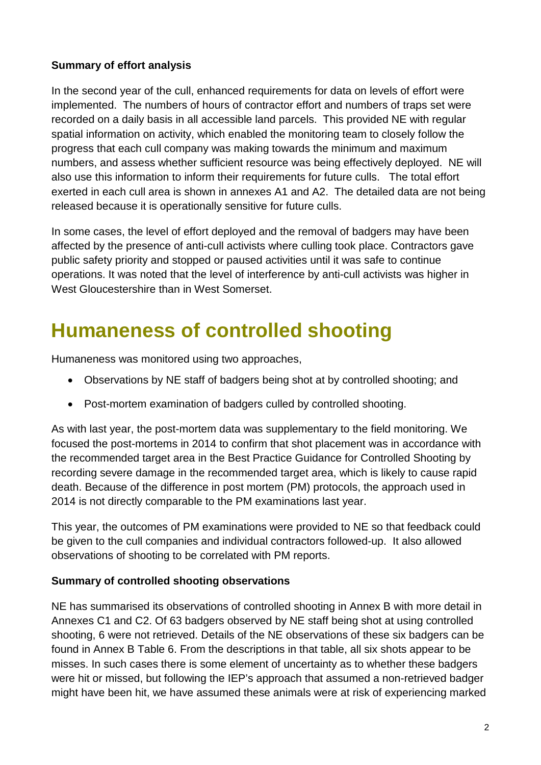**Summary of effort analysis**

In the second year of the cull, enhanced requirements for data on levels of effort were implemented. The numbers of hours of contractor effort and numbers of traps set were recorded on a daily basis in all accessible land parcels. This provided NE with regular spatial information on activity, which enabled the monitoring team to closely follow the progress that each cull company was making towards the minimum and maximum numbers, and assess whether sufficient resource was being effectively deployed. NE will also use this information to inform their requirements for future culls. The total effort exerted in each cull area is shown in annexes A1 and A2. The detailed data are not being released because it is operationally sensitive for future culls.

In some cases, the level of effort deployed and the removal of badgers may have been affected by the presence of anti-cull activists where culling took place. Contractors gave public safety priority and stopped or paused activities until it was safe to continue operations. It was noted that the level of interference by anti-cull activists was higher in West Gloucestershire than in West Somerset.

# Humaneness of controlled shooting

Humaneness was monitored using two approaches,

- Observations by NE staff of badgers being shot at by controlled shooting; and
- Post-mortem examination of badgers culled by controlled shooting.

As with last year, the post-mortem data was supplementary to the field monitoring. We focused the post-mortems in 2014 to confirm that shot placement was in accordance with the recommended target area in the Best Practice Guidance for Controlled Shooting by recording severe damage in the recommended target area, which is likely to cause rapid death. Because of the difference in post mortem (PM) protocols, the approach used in 2014 is not directly comparable to the PM examinations last year.

This year, the outcomes of PM examinations were provided to NE so that feedback could be given to the cull companies and individual contractors followed-up. It also allowed observations of shooting to be correlated with PM reports.

**Summary of controlled shooting observations**

NE has summarised its observations of controlled shooting in Annex B with more detail in Annexes C1 and C2. Of 63 badgers observed by NE staff being shot at using controlled shooting, 6 were not retrieved. Details of the NE observations of these six badgers can be found in Annex B Table 6. From the descriptions in that table, all six shots appear to be misses. In such cases there is some element of uncertainty as to whether these badgers were hit or missed, but following the IEP's approach that assumed a non-retrieved badger might have been hit, we have assumed these animals were at risk of experiencing marked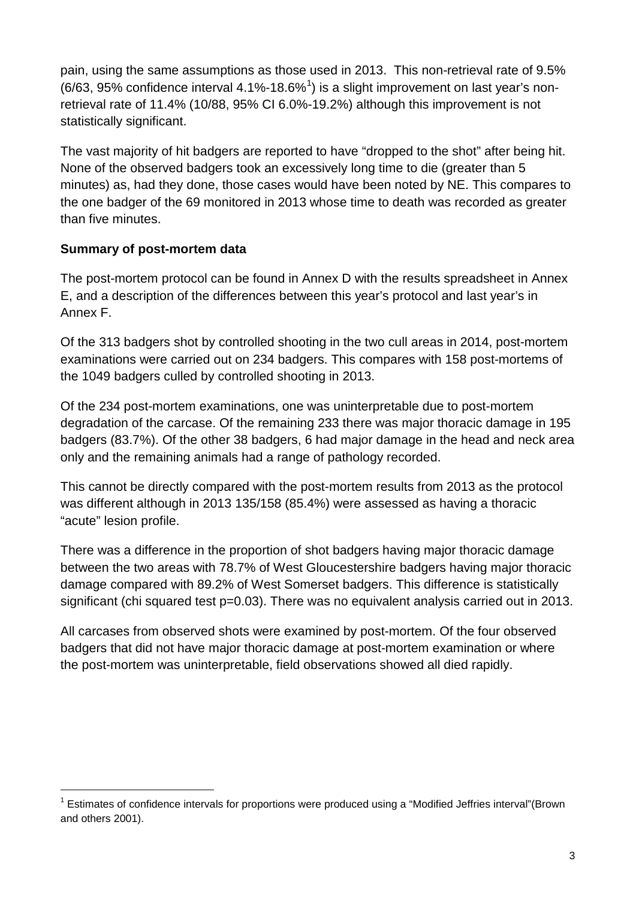pain, using the same assumptions as those used in 2013. This non-retrieval rate of 9.5% (6/63, 95% confidence interval 4.1%-18.6%[1]) is a slight improvement on last year's non-retrieval rate of 11.4% (10/88, 95% CI 6.0%-19.2%) although this improvement is not statistically significant.

The vast majority of hit badgers are reported to have "dropped to the shot" after being hit. None of the observed badgers took an excessively long time to die (greater than 5 minutes) as, had they done, those cases would have been noted by NE. This compares to the one badger of the 69 monitored in 2013 whose time to death was recorded as greater than five minutes.

**Summary of post-mortem data**

The post-mortem protocol can be found in Annex D with the results spreadsheet in Annex E, and a description of the differences between this year's protocol and last year's in Annex F.

Of the 313 badgers shot by controlled shooting in the two cull areas in 2014, post-mortem examinations were carried out on 234 badgers. This compares with 158 post-mortems of the 1049 badgers culled by controlled shooting in 2013.

Of the 234 post-mortem examinations, one was uninterpretable due to post-mortem degradation of the carcase. Of the remaining 233 there was major thoracic damage in 195 badgers (83.7%). Of the other 38 badgers, 6 had major damage in the head and neck area only and the remaining animals had a range of pathology recorded.

This cannot be directly compared with the post-mortem results from 2013 as the protocol was different although in 2013 135/158 (85.4%) were assessed as having a thoracic "acute" lesion profile.

There was a difference in the proportion of shot badgers having major thoracic damage between the two areas with 78.7% of West Gloucestershire badgers having major thoracic damage compared with 89.2% of West Somerset badgers. This difference is statistically significant (chi squared test $p=0.03$). There was no equivalent analysis carried out in 2013.

All carcases from observed shots were examined by post-mortem. Of the four observed badgers that did not have major thoracic damage at post-mortem examination or where the post-mortem was uninterpretable, field observations showed all died rapidly.

[1] Estimates of confidence intervals for proportions were produced using a "Modified Jeffries interval"(Brown and others 2001).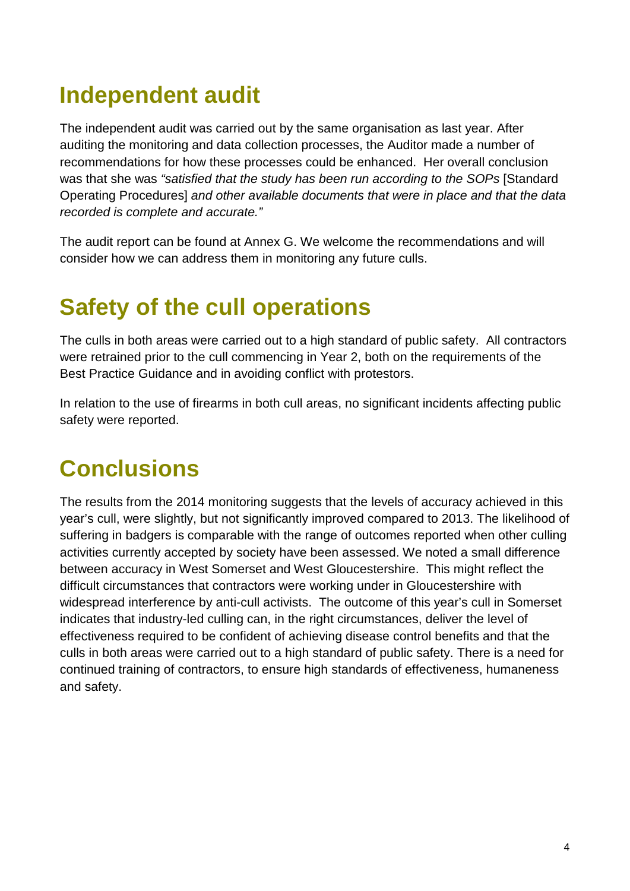# Independent audit

The independent audit was carried out by the same organisation as last year. After auditing the monitoring and data collection processes, the Auditor made a number of recommendations for how these processes could be enhanced. Her overall conclusion was that she was *"satisfied that the study has been run according to the SOPs* [Standard Operating Procedures] *and other available documents that were in place and that the data recorded is complete and accurate."*

The audit report can be found at Annex G. We welcome the recommendations and will consider how we can address them in monitoring any future culls.

# Safety of the cull operations

The culls in both areas were carried out to a high standard of public safety. All contractors were retrained prior to the cull commencing in Year 2, both on the requirements of the Best Practice Guidance and in avoiding conflict with protestors.

In relation to the use of firearms in both cull areas, no significant incidents affecting public safety were reported.

# Conclusions

The results from the 2014 monitoring suggests that the levels of accuracy achieved in this year's cull, were slightly, but not significantly improved compared to 2013. The likelihood of suffering in badgers is comparable with the range of outcomes reported when other culling activities currently accepted by society have been assessed. We noted a small difference between accuracy in West Somerset and West Gloucestershire. This might reflect the difficult circumstances that contractors were working under in Gloucestershire with widespread interference by anti-cull activists. The outcome of this year's cull in Somerset indicates that industry-led culling can, in the right circumstances, deliver the level of effectiveness required to be confident of achieving disease control benefits and that the culls in both areas were carried out to a high standard of public safety. There is a need for continued training of contractors, to ensure high standards of effectiveness, humaneness and safety.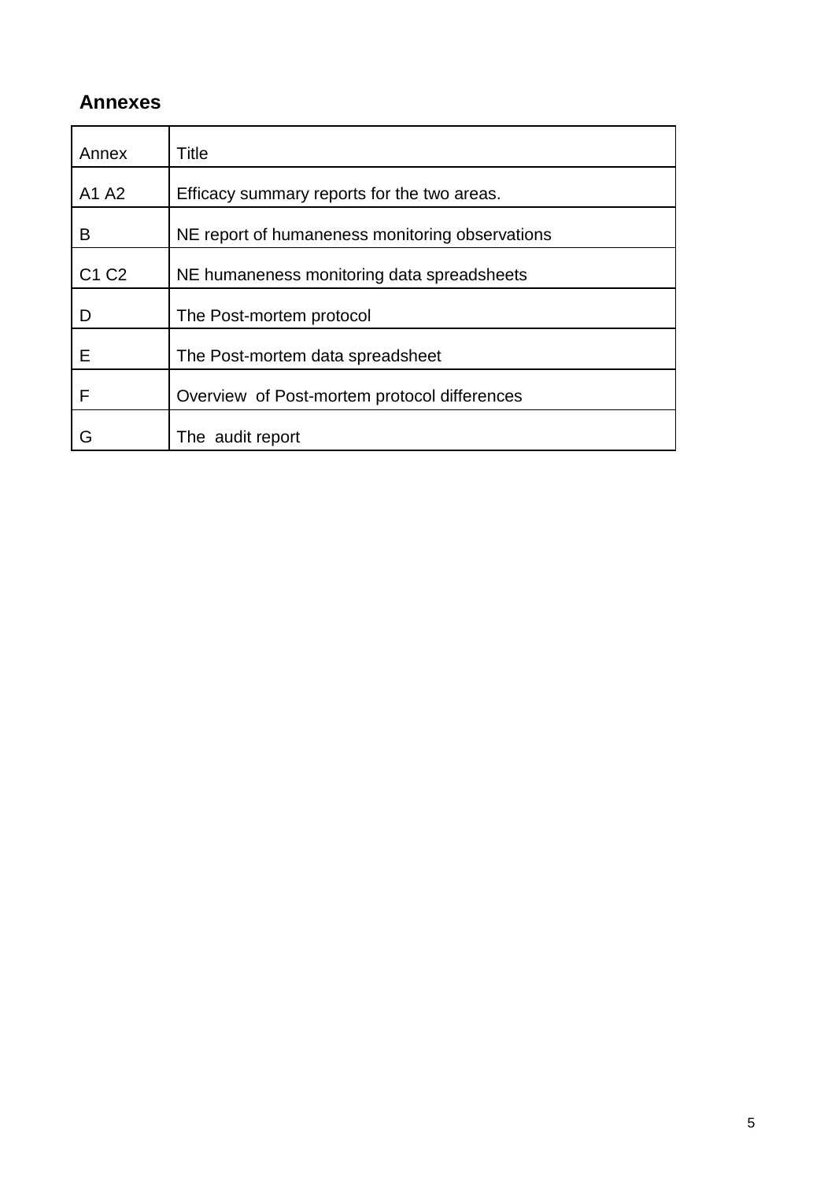## Annexes

| Annex | Title |
| --- | --- |
| A1 A2 | Efficacy summary reports for the two areas. |
| B | NE report of humaneness monitoring observations |
| C1 C2 | NE humaneness monitoring data spreadsheets |
| D | The Post-mortem protocol |
| E | The Post-mortem data spreadsheet |
| F | Overview  of Post-mortem protocol differences |
| G | The  audit report |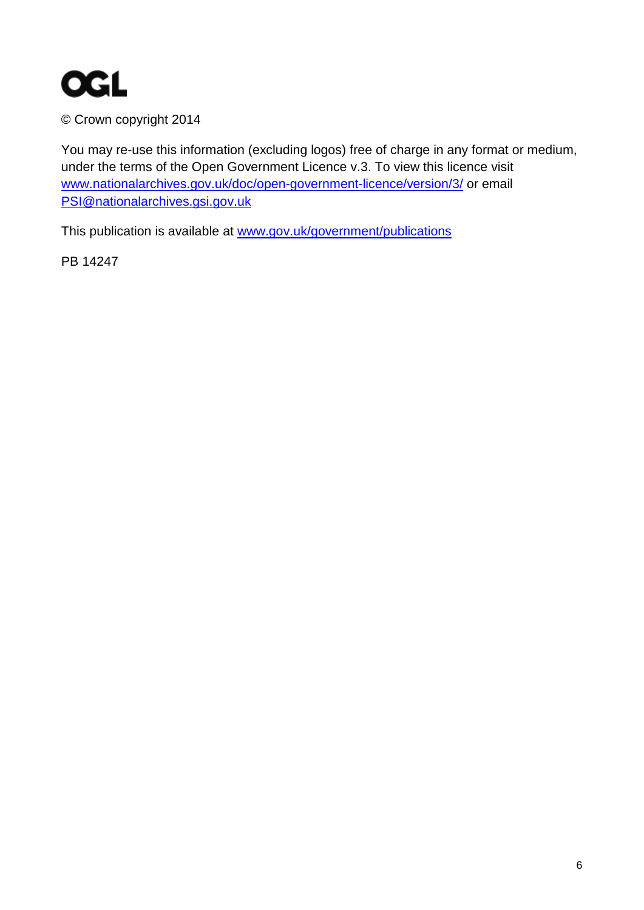OGL

© Crown copyright 2014

You may re-use this information (excluding logos) free of charge in any format or medium, under the terms of the Open Government Licence v.3. To view this licence visit www.nationalarchives.gov.uk/doc/open-government-licence/version/3/ or email PSI@nationalarchives.gsi.gov.uk

This publication is available at www.gov.uk/government/publications

PB 14247